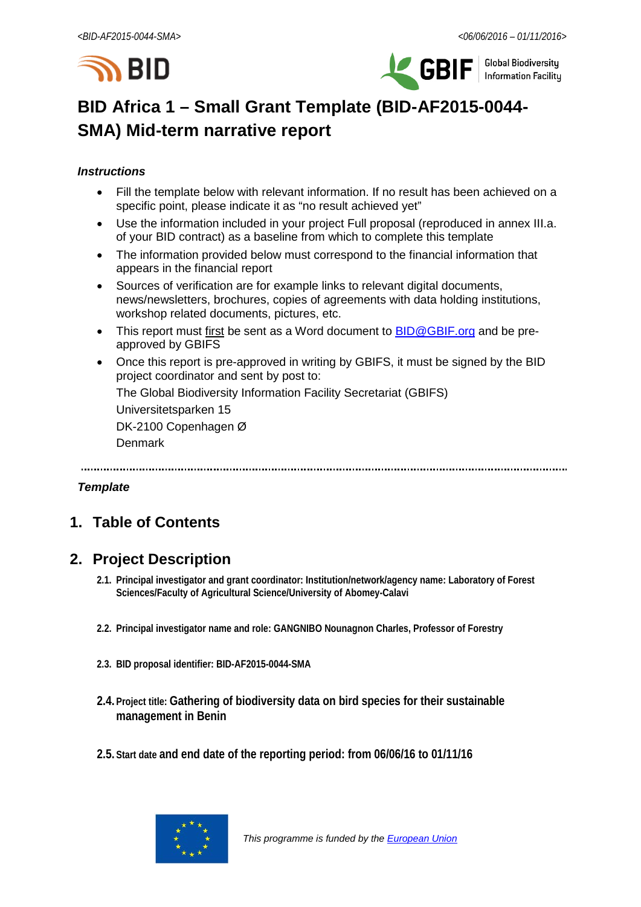# BID Africa 1 – Small Grant Template (BID-AF2015-0044-SMA) Mid-term narrative report

***Instructions***

- Fill the template below with relevant information. If no result has been achieved on a specific point, please indicate it as "no result achieved yet"
- Use the information included in your project Full proposal (reproduced in annex III.a. of your BID contract) as a baseline from which to complete this template
- The information provided below must correspond to the financial information that appears in the financial report
- Sources of verification are for example links to relevant digital documents, news/newsletters, brochures, copies of agreements with data holding institutions, workshop related documents, pictures, etc.
- This report must first be sent as a Word document to BID@GBIF.org and be pre-approved by GBIFS
- Once this report is pre-approved in writing by GBIFS, it must be signed by the BID project coordinator and sent by post to:

  The Global Biodiversity Information Facility Secretariat (GBIFS)

  Universitetsparken 15

  DK-2100 Copenhagen Ø

  Denmark

---

***Template***

## 1. Table of Contents

## 2. Project Description

**2.1. Principal investigator and grant coordinator: Institution/network/agency name: Laboratory of Forest Sciences/Faculty of Agricultural Science/University of Abomey-Calavi**

**2.2. Principal investigator name and role: GANGNIBO Nounagnon Charles, Professor of Forestry**

**2.3. BID proposal identifier: BID-AF2015-0044-SMA**

**2.4. Project title: Gathering of biodiversity data on bird species for their sustainable management in Benin**

**2.5. Start date and end date of the reporting period: from 06/06/16 to 01/11/16**

*This programme is funded by the European Union*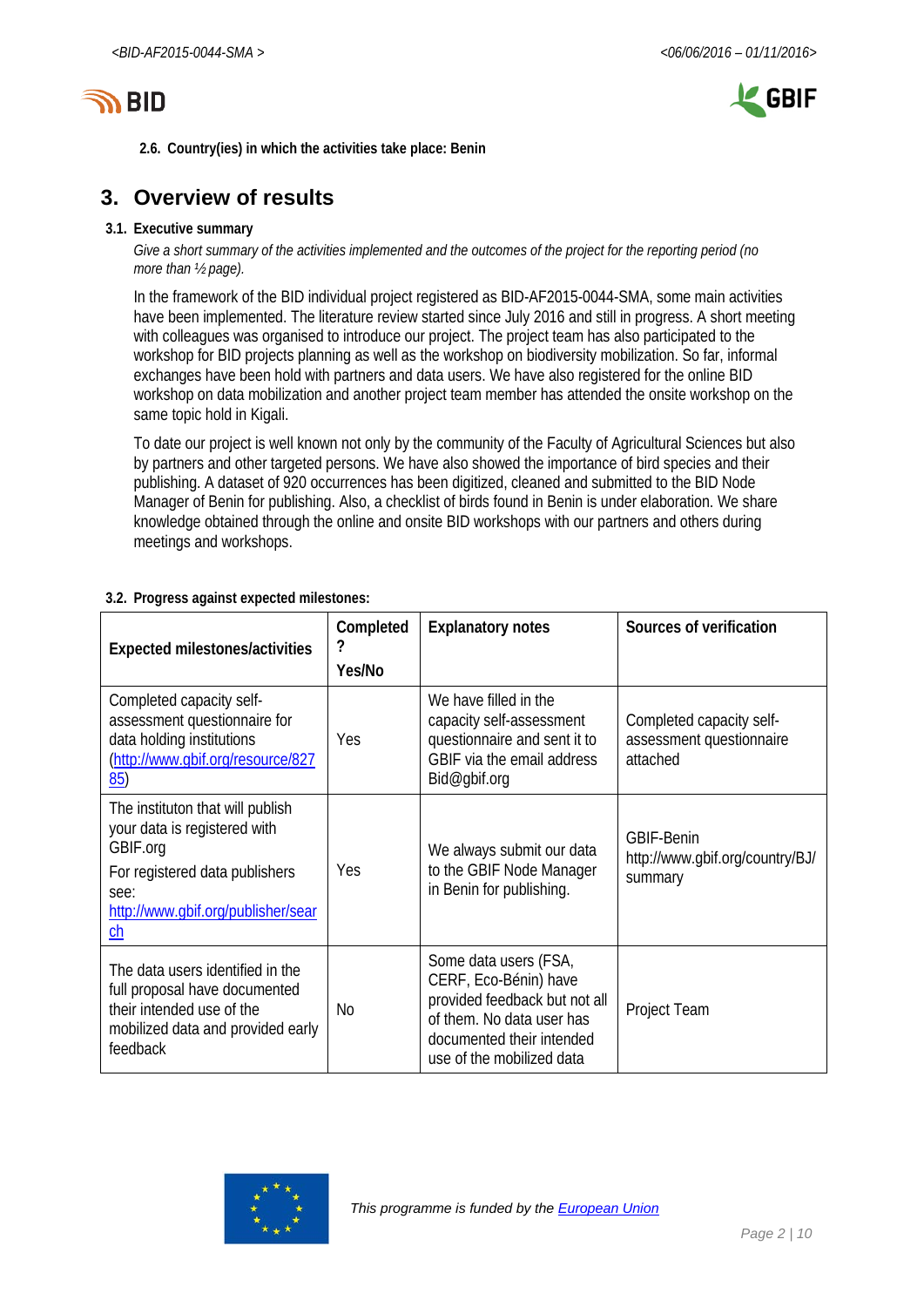**2.6. Country(ies) in which the activities take place: Benin**

# 3. Overview of results

### 3.1. Executive summary

*Give a short summary of the activities implemented and the outcomes of the project for the reporting period (no more than ½ page).*

In the framework of the BID individual project registered as BID-AF2015-0044-SMA, some main activities have been implemented. The literature review started since July 2016 and still in progress. A short meeting with colleagues was organised to introduce our project. The project team has also participated to the workshop for BID projects planning as well as the workshop on biodiversity mobilization. So far, informal exchanges have been hold with partners and data users. We have also registered for the online BID workshop on data mobilization and another project team member has attended the onsite workshop on the same topic hold in Kigali.

To date our project is well known not only by the community of the Faculty of Agricultural Sciences but also by partners and other targeted persons. We have also showed the importance of bird species and their publishing. A dataset of 920 occurrences has been digitized, cleaned and submitted to the BID Node Manager of Benin for publishing. Also, a checklist of birds found in Benin is under elaboration. We share knowledge obtained through the online and onsite BID workshops with our partners and others during meetings and workshops.

### 3.2. Progress against expected milestones:

| Expected milestones/activities | Completed ? Yes/No | Explanatory notes | Sources of verification |
|---|---|---|---|
| Completed capacity self-assessment questionnaire for data holding institutions (http://www.gbif.org/resource/82785) | Yes | We have filled in the capacity self-assessment questionnaire and sent it to GBIF via the email address Bid@gbif.org | Completed capacity self-assessment questionnaire attached |
| The instituton that will publish your data is registered with GBIF.org<br>For registered data publishers see: http://www.gbif.org/publisher/search | Yes | We always submit our data to the GBIF Node Manager in Benin for publishing. | GBIF-Benin http://www.gbif.org/country/BJ/summary |
| The data users identified in the full proposal have documented their intended use of the mobilized data and provided early feedback | No | Some data users (FSA, CERF, Eco-Bénin) have provided feedback but not all of them. No data user has documented their intended use of the mobilized data | Project Team |

*This programme is funded by the European Union*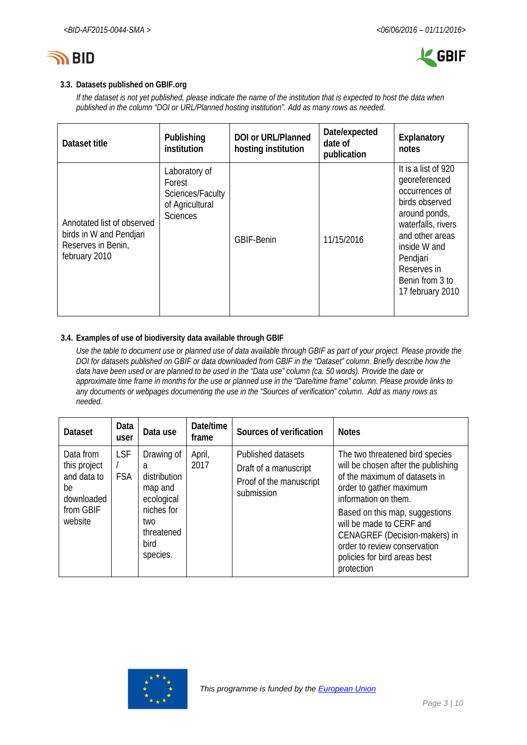### 3.3. Datasets published on GBIF.org

*If the dataset is not yet published, please indicate the name of the institution that is expected to host the data when published in the column "DOI or URL/Planned hosting institution". Add as many rows as needed.*

| Dataset title | Publishing institution | DOI or URL/Planned hosting institution | Date/expected date of publication | Explanatory notes |
|---|---|---|---|---|
| Annotated list of observed birds in W and Pendjari Reserves in Benin, february 2010 | Laboratory of Forest Sciences/Faculty of Agricultural Sciences | GBIF-Benin | 11/15/2016 | It is a list of 920 georeferenced occurrences of birds observed around ponds, waterfalls, rivers and other areas inside W and Pendjari Reserves in Benin from 3 to 17 february 2010 |

### 3.4. Examples of use of biodiversity data available through GBIF

*Use the table to document use or planned use of data available through GBIF as part of your project. Please provide the DOI for datasets published on GBIF or data downloaded from GBIF in the "Dataset" column. Briefly describe how the data have been used or are planned to be used in the "Data use" column (ca. 50 words). Provide the date or approximate time frame in months for the use or planned use in the "Date/time frame" column. Please provide links to any documents or webpages documenting the use in the "Sources of verification" column. Add as many rows as needed.*

| Dataset | Data user | Data use | Date/time frame | Sources of verification | Notes |
|---|---|---|---|---|---|
| Data from this project and data to be downloaded from GBIF website | LSF / FSA | Drawing of a distribution map and ecological niches for two threatened bird species. | April, 2017 | Published datasets<br>Draft of a manuscript<br>Proof of the manuscript submission | The two threatened bird species will be chosen after the publishing of the maximum of datasets in order to gather maximum information on them.<br>Based on this map, suggestions will be made to CERF and CENAGREF (Decision-makers) in order to review conservation policies for bird areas best protection |

*This programme is funded by the European Union*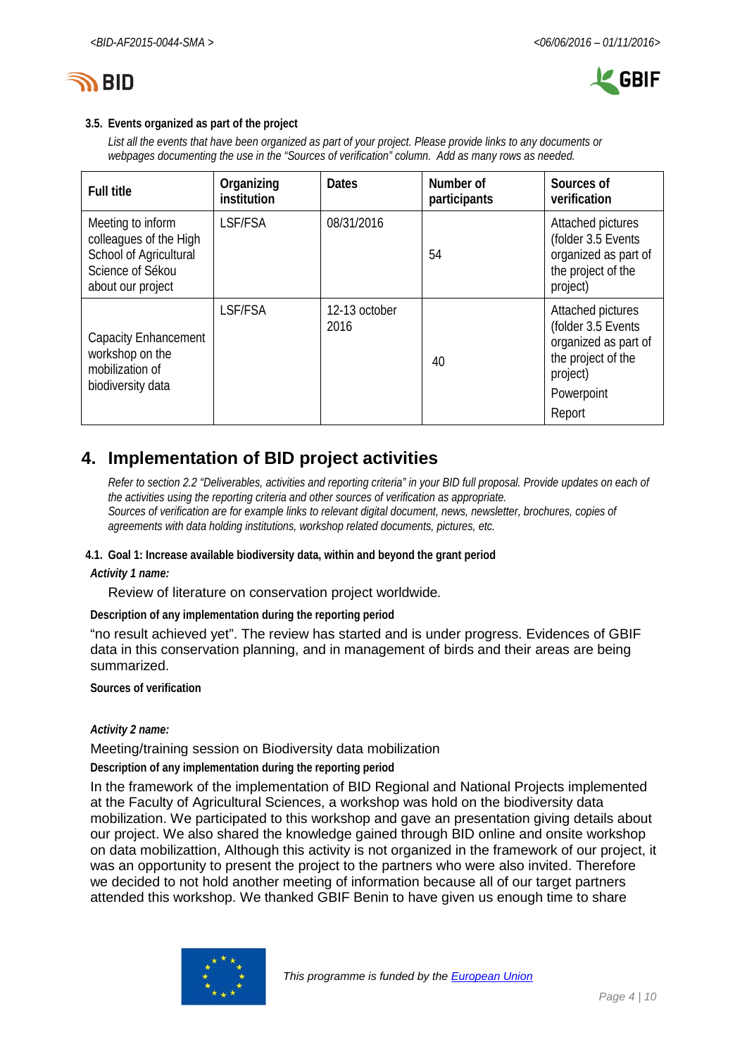### 3.5. Events organized as part of the project

*List all the events that have been organized as part of your project. Please provide links to any documents or webpages documenting the use in the "Sources of verification" column. Add as many rows as needed.*

| Full title | Organizing institution | Dates | Number of participants | Sources of verification |
|---|---|---|---|---|
| Meeting to inform colleagues of the High School of Agricultural Science of Sékou about our project | LSF/FSA | 08/31/2016 | 54 | Attached pictures (folder 3.5 Events organized as part of the project of the project) |
| Capacity Enhancement workshop on the mobilization of biodiversity data | LSF/FSA | 12-13 october 2016 | 40 | Attached pictures (folder 3.5 Events organized as part of the project of the project) Powerpoint Report |

# 4. Implementation of BID project activities

*Refer to section 2.2 "Deliverables, activities and reporting criteria" in your BID full proposal. Provide updates on each of the activities using the reporting criteria and other sources of verification as appropriate.*
*Sources of verification are for example links to relevant digital document, news, newsletter, brochures, copies of agreements with data holding institutions, workshop related documents, pictures, etc.*

### 4.1. Goal 1: Increase available biodiversity data, within and beyond the grant period

***Activity 1 name:***

Review of literature on conservation project worldwide.

**Description of any implementation during the reporting period**

"no result achieved yet". The review has started and is under progress. Evidences of GBIF data in this conservation planning, and in management of birds and their areas are being summarized.

**Sources of verification**

***Activity 2 name:***

Meeting/training session on Biodiversity data mobilization

**Description of any implementation during the reporting period**

In the framework of the implementation of BID Regional and National Projects implemented at the Faculty of Agricultural Sciences, a workshop was hold on the biodiversity data mobilization. We participated to this workshop and gave an presentation giving details about our project. We also shared the knowledge gained through BID online and onsite workshop on data mobilizattion, Although this activity is not organized in the framework of our project, it was an opportunity to present the project to the partners who were also invited. Therefore we decided to not hold another meeting of information because all of our target partners attended this workshop. We thanked GBIF Benin to have given us enough time to share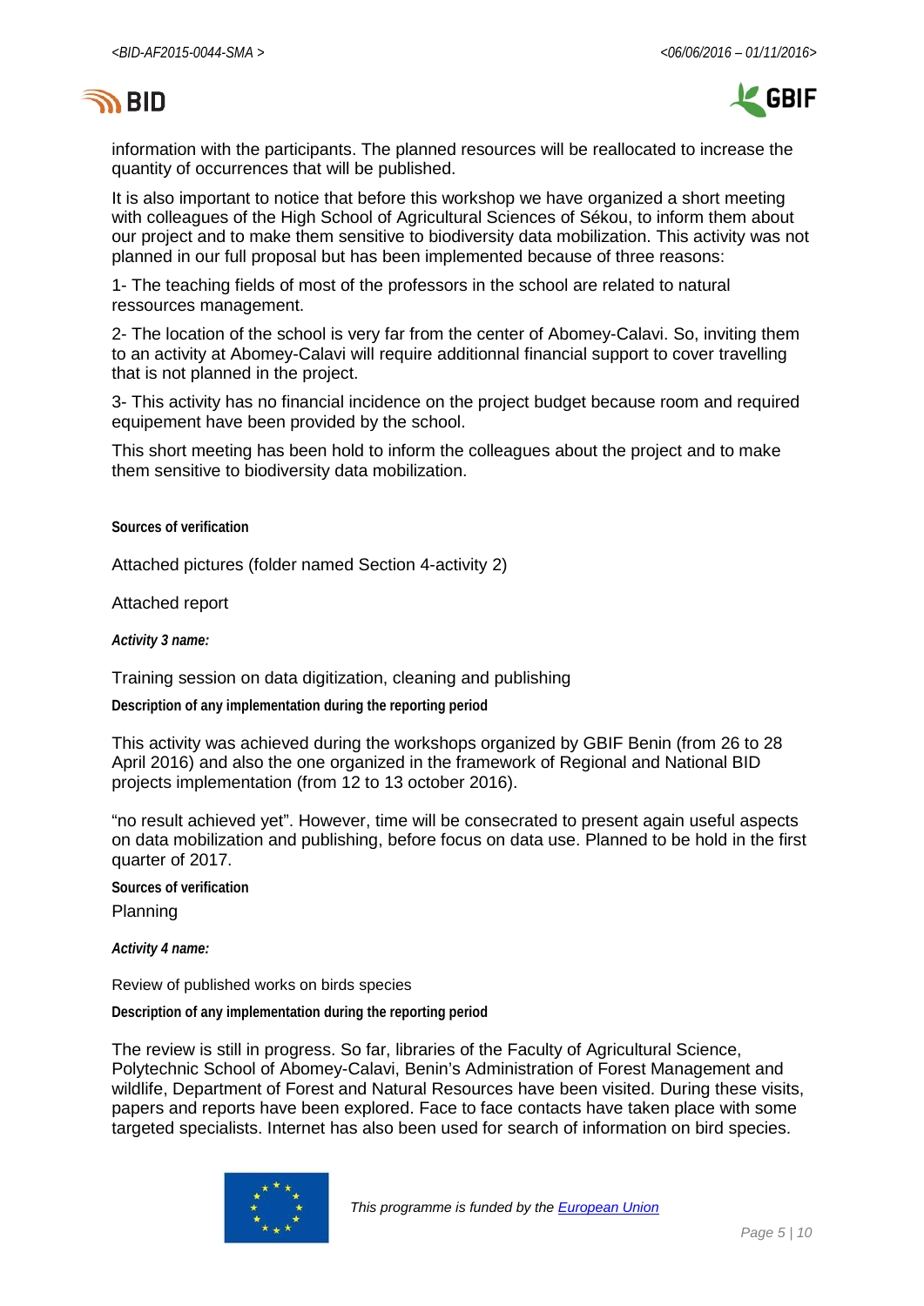information with the participants. The planned resources will be reallocated to increase the quantity of occurrences that will be published.

It is also important to notice that before this workshop we have organized a short meeting with colleagues of the High School of Agricultural Sciences of Sékou, to inform them about our project and to make them sensitive to biodiversity data mobilization. This activity was not planned in our full proposal but has been implemented because of three reasons:

1- The teaching fields of most of the professors in the school are related to natural ressources management.

2- The location of the school is very far from the center of Abomey-Calavi. So, inviting them to an activity at Abomey-Calavi will require additionnal financial support to cover travelling that is not planned in the project.

3- This activity has no financial incidence on the project budget because room and required equipement have been provided by the school.

This short meeting has been hold to inform the colleagues about the project and to make them sensitive to biodiversity data mobilization.

**Sources of verification**

Attached pictures (folder named Section 4-activity 2)

Attached report

***Activity 3 name:***

Training session on data digitization, cleaning and publishing

**Description of any implementation during the reporting period**

This activity was achieved during the workshops organized by GBIF Benin (from 26 to 28 April 2016) and also the one organized in the framework of Regional and National BID projects implementation (from 12 to 13 october 2016).

“no result achieved yet”. However, time will be consecrated to present again useful aspects on data mobilization and publishing, before focus on data use. Planned to be hold in the first quarter of 2017.

**Sources of verification**

Planning

***Activity 4 name:***

Review of published works on birds species

**Description of any implementation during the reporting period**

The review is still in progress. So far, libraries of the Faculty of Agricultural Science, Polytechnic School of Abomey-Calavi, Benin’s Administration of Forest Management and wildlife, Department of Forest and Natural Resources have been visited. During these visits, papers and reports have been explored. Face to face contacts have taken place with some targeted specialists. Internet has also been used for search of information on bird species.

*This programme is funded by the European Union*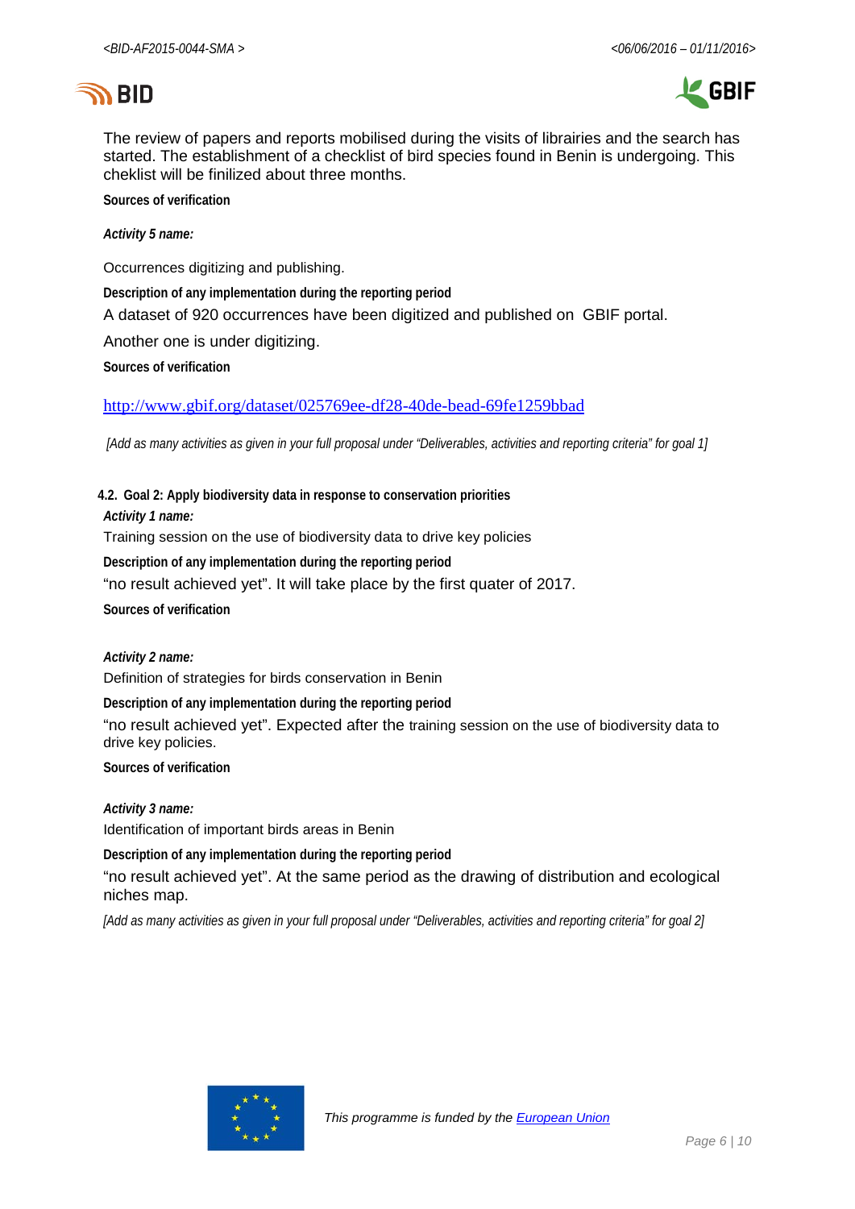The review of papers and reports mobilised during the visits of librairies and the search has started. The establishment of a checklist of bird species found in Benin is undergoing. This cheklist will be finilized about three months.

**Sources of verification**

***Activity 5 name:***

Occurrences digitizing and publishing.

**Description of any implementation during the reporting period**

A dataset of 920 occurrences have been digitized and published on GBIF portal.

Another one is under digitizing.

**Sources of verification**

http://www.gbif.org/dataset/025769ee-df28-40de-bead-69fe1259bbad

*[Add as many activities as given in your full proposal under "Deliverables, activities and reporting criteria" for goal 1]*

### 4.2. Goal 2: Apply biodiversity data in response to conservation priorities

***Activity 1 name:***

Training session on the use of biodiversity data to drive key policies

**Description of any implementation during the reporting period**

"no result achieved yet". It will take place by the first quater of 2017.

**Sources of verification**

***Activity 2 name:***

Definition of strategies for birds conservation in Benin

**Description of any implementation during the reporting period**

"no result achieved yet". Expected after the training session on the use of biodiversity data to drive key policies.

**Sources of verification**

***Activity 3 name:***

Identification of important birds areas in Benin

**Description of any implementation during the reporting period**

"no result achieved yet". At the same period as the drawing of distribution and ecological niches map.

*[Add as many activities as given in your full proposal under "Deliverables, activities and reporting criteria" for goal 2]*

*This programme is funded by the European Union*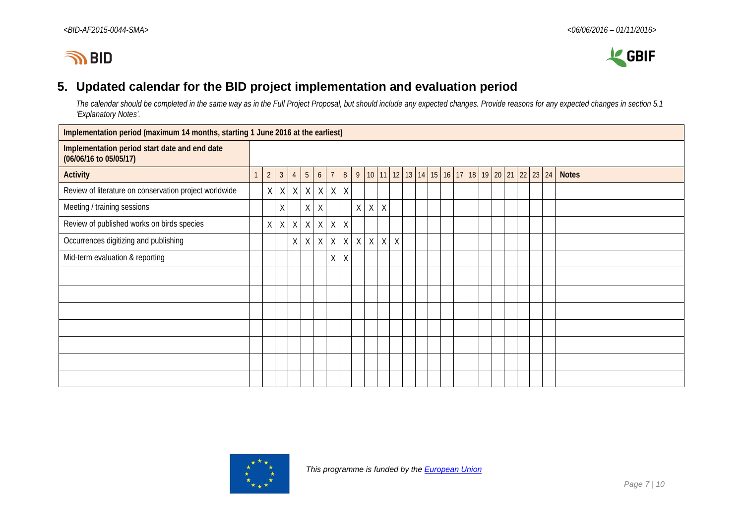## 5. Updated calendar for the BID project implementation and evaluation period

*The calendar should be completed in the same way as in the Full Project Proposal, but should include any expected changes. Provide reasons for any expected changes in section 5.1 'Explanatory Notes'.*

| Implementation period (maximum 14 months, starting 1 June 2016 at the earliest) | | | | | | | | | | | | | | | | | | | | | | | | | |
|---|---|---|---|---|---|---|---|---|---|---|---|---|---|---|---|---|---|---|---|---|---|---|---|---|---|
| Implementation period start date and end date (06/06/16 to 05/05/17) | | | | | | | | | | | | | | | | | | | | | | | | | |
| Activity | 1 | 2 | 3 | 4 | 5 | 6 | 7 | 8 | 9 | 10 | 11 | 12 | 13 | 14 | 15 | 16 | 17 | 18 | 19 | 20 | 21 | 22 | 23 | 24 | Notes |
| Review of literature on conservation project worldwide | | X | X | X | X | X | X | X | | | | | | | | | | | | | | | | | |
| Meeting / training sessions | | | X | | X | X | | | X | X | X | | | | | | | | | | | | | | |
| Review of published works on birds species | | X | X | X | X | X | X | X | | | | | | | | | | | | | | | | | |
| Occurrences digitizing and publishing | | | | X | X | X | X | X | X | X | X | X | | | | | | | | | | | | | |
| Mid-term evaluation & reporting | | | | | | | X | X | | | | | | | | | | | | | | | | | |
| | | | | | | | | | | | | | | | | | | | | | | | | | |
| | | | | | | | | | | | | | | | | | | | | | | | | | |
| | | | | | | | | | | | | | | | | | | | | | | | | | |
| | | | | | | | | | | | | | | | | | | | | | | | | | |
| | | | | | | | | | | | | | | | | | | | | | | | | | |
| | | | | | | | | | | | | | | | | | | | | | | | | | |
| | | | | | | | | | | | | | | | | | | | | | | | | | |

*This programme is funded by the European Union*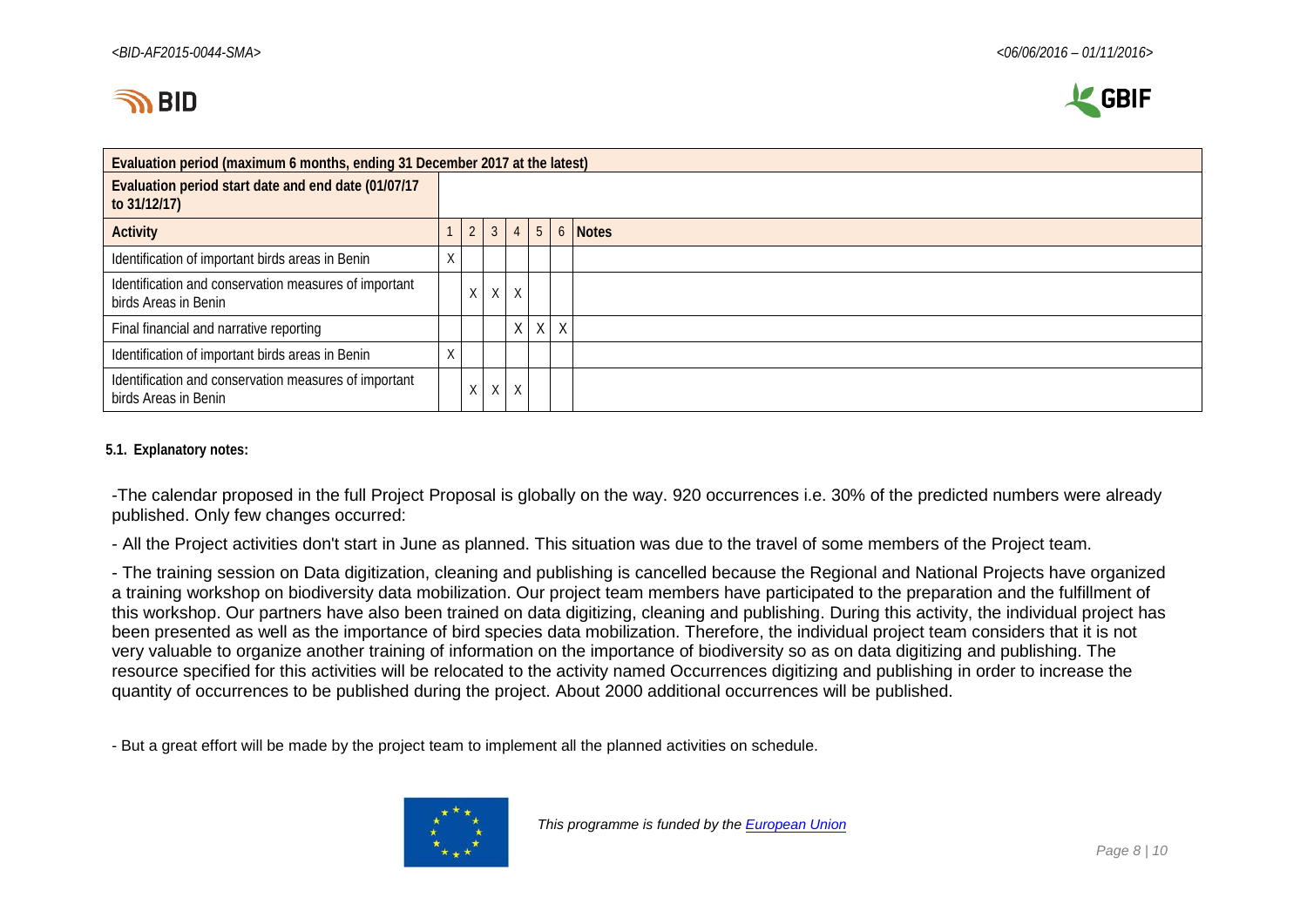| Evaluation period (maximum 6 months, ending 31 December 2017 at the latest) | | | | | | | |
|---|---|---|---|---|---|---|---|
| Evaluation period start date and end date (01/07/17 to 31/12/17) | | | | | | | |
| **Activity** | 1 | 2 | 3 | 4 | 5 | 6 | **Notes** |
| Identification of important birds areas in Benin | X | | | | | | |
| Identification and conservation measures of important birds Areas in Benin | | X | X | X | | | |
| Final financial and narrative reporting | | | | X | X | X | |
| Identification of important birds areas in Benin | X | | | | | | |
| Identification and conservation measures of important birds Areas in Benin | | X | X | X | | | |

**5.1. Explanatory notes:**

-The calendar proposed in the full Project Proposal is globally on the way. 920 occurrences i.e. 30% of the predicted numbers were already published. Only few changes occurred:

- All the Project activities don't start in June as planned. This situation was due to the travel of some members of the Project team.

- The training session on Data digitization, cleaning and publishing is cancelled because the Regional and National Projects have organized a training workshop on biodiversity data mobilization. Our project team members have participated to the preparation and the fulfillment of this workshop. Our partners have also been trained on data digitizing, cleaning and publishing. During this activity, the individual project has been presented as well as the importance of bird species data mobilization. Therefore, the individual project team considers that it is not very valuable to organize another training of information on the importance of biodiversity so as on data digitizing and publishing. The resource specified for this activities will be relocated to the activity named Occurrences digitizing and publishing in order to increase the quantity of occurrences to be published during the project. About 2000 additional occurrences will be published.

- But a great effort will be made by the project team to implement all the planned activities on schedule.

*This programme is funded by the European Union*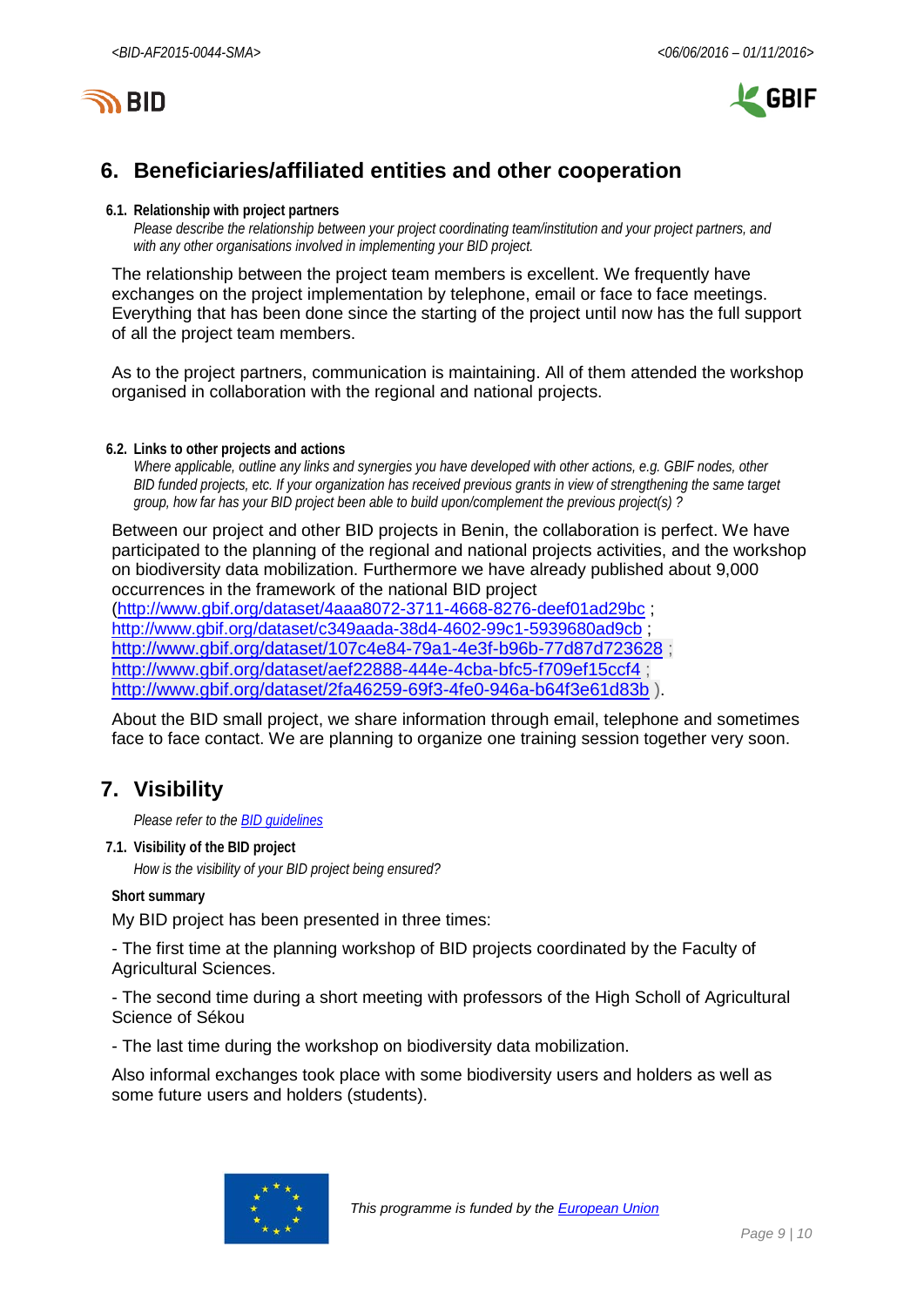## 6. Beneficiaries/affiliated entities and other cooperation

### 6.1. Relationship with project partners

*Please describe the relationship between your project coordinating team/institution and your project partners, and with any other organisations involved in implementing your BID project.*

The relationship between the project team members is excellent. We frequently have exchanges on the project implementation by telephone, email or face to face meetings. Everything that has been done since the starting of the project until now has the full support of all the project team members.

As to the project partners, communication is maintaining. All of them attended the workshop organised in collaboration with the regional and national projects.

### 6.2. Links to other projects and actions

*Where applicable, outline any links and synergies you have developed with other actions, e.g. GBIF nodes, other BID funded projects, etc. If your organization has received previous grants in view of strengthening the same target group, how far has your BID project been able to build upon/complement the previous project(s) ?*

Between our project and other BID projects in Benin, the collaboration is perfect. We have participated to the planning of the regional and national projects activities, and the workshop on biodiversity data mobilization. Furthermore we have already published about 9,000 occurrences in the framework of the national BID project (http://www.gbif.org/dataset/4aaa8072-3711-4668-8276-deef01ad29bc ; http://www.gbif.org/dataset/c349aada-38d4-4602-99c1-5939680ad9cb ; http://www.gbif.org/dataset/107c4e84-79a1-4e3f-b96b-77d87d723628 ; http://www.gbif.org/dataset/aef22888-444e-4cba-bfc5-f709ef15ccf4 ; http://www.gbif.org/dataset/2fa46259-69f3-4fe0-946a-b64f3e61d83b ).

About the BID small project, we share information through email, telephone and sometimes face to face contact. We are planning to organize one training session together very soon.

## 7. Visibility

*Please refer to the BID guidelines*

### 7.1. Visibility of the BID project

*How is the visibility of your BID project being ensured?*

**Short summary**

My BID project has been presented in three times:

- The first time at the planning workshop of BID projects coordinated by the Faculty of Agricultural Sciences.

- The second time during a short meeting with professors of the High Scholl of Agricultural Science of Sékou

- The last time during the workshop on biodiversity data mobilization.

Also informal exchanges took place with some biodiversity users and holders as well as some future users and holders (students).

*This programme is funded by the European Union*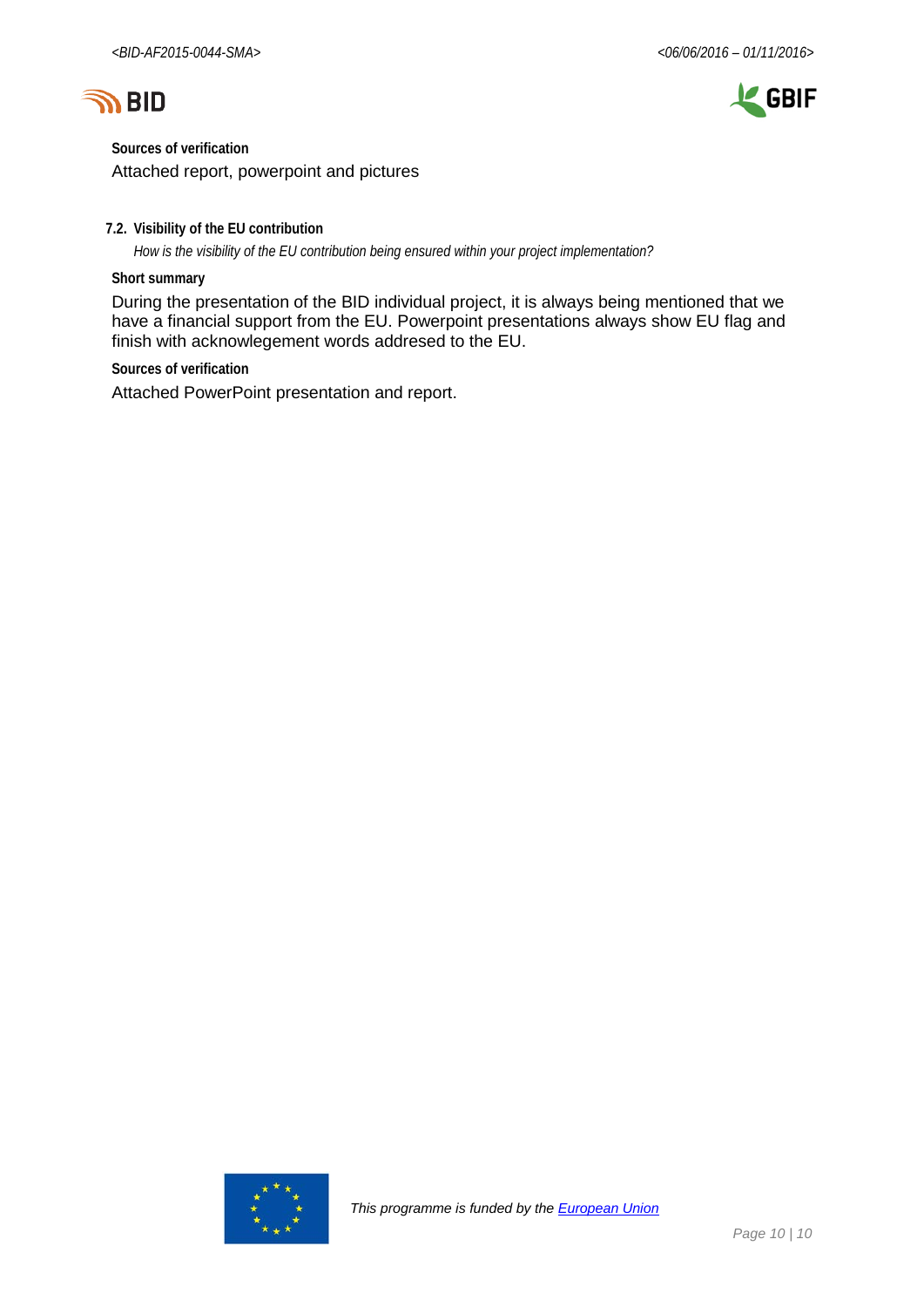**Sources of verification**

Attached report, powerpoint and pictures

### 7.2. Visibility of the EU contribution

*How is the visibility of the EU contribution being ensured within your project implementation?*

**Short summary**

During the presentation of the BID individual project, it is always being mentioned that we have a financial support from the EU. Powerpoint presentations always show EU flag and finish with acknowlegement words addresed to the EU.

**Sources of verification**

Attached PowerPoint presentation and report.